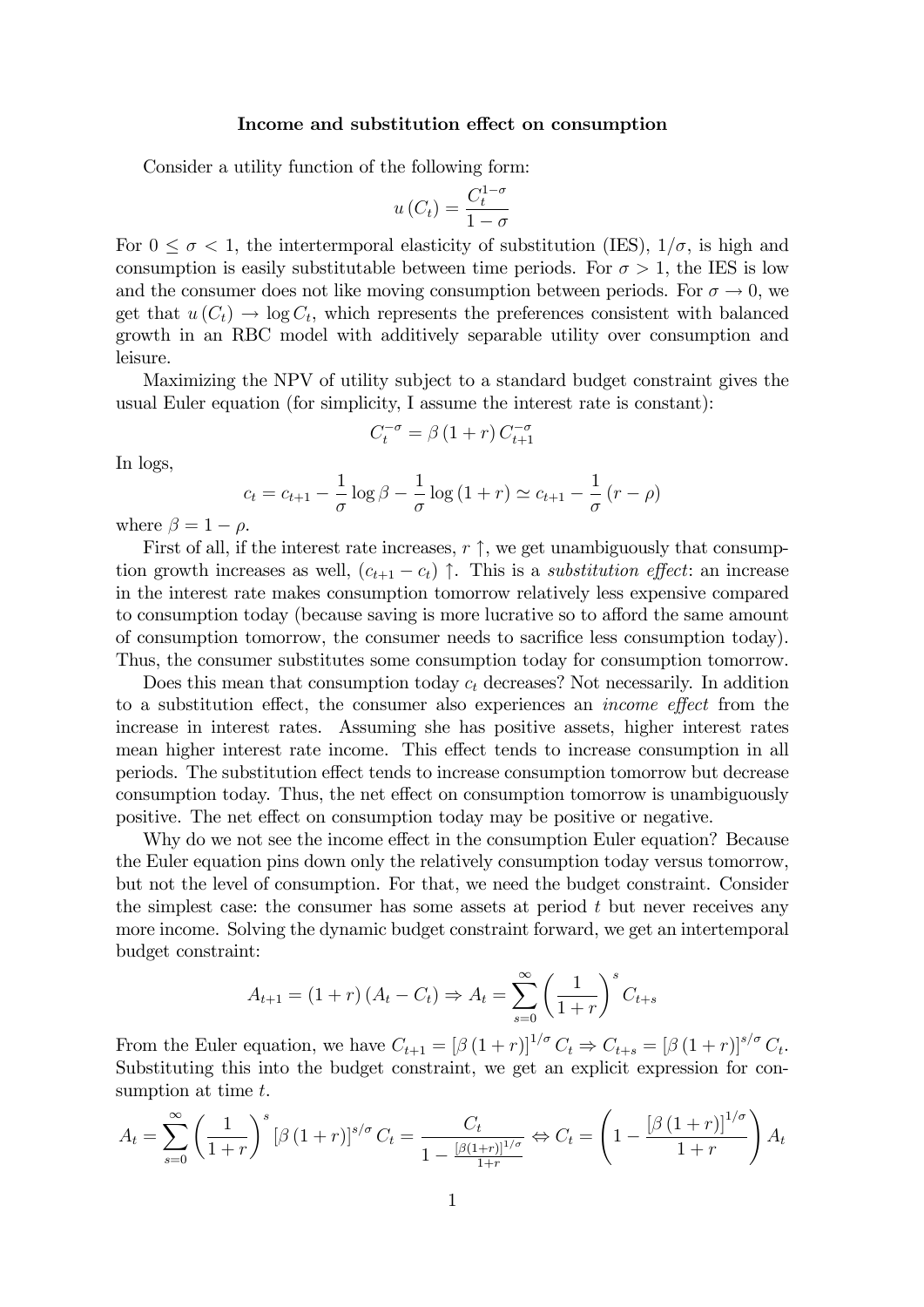**Income and substitution effect on consumption**

Consider a utility function of the following form:

$$u(C_t) = \frac{C_t^{1-\sigma}}{1-\sigma}$$

For $0 \leq \sigma < 1$, the intertermporal elasticity of substitution (IES), $1/\sigma$, is high and consumption is easily substitutable between time periods. For $\sigma > 1$, the IES is low and the consumer does not like moving consumption between periods. For $\sigma \to 0$, we get that $u(C_t) \to \log C_t$, which represents the preferences consistent with balanced growth in an RBC model with additively separable utility over consumption and leisure.

Maximizing the NPV of utility subject to a standard budget constraint gives the usual Euler equation (for simplicity, I assume the interest rate is constant):

$$C_t^{-\sigma} = \beta (1+r) C_{t+1}^{-\sigma}$$

In logs,

$$c_t = c_{t+1} - \frac{1}{\sigma} \log \beta - \frac{1}{\sigma} \log (1+r) \simeq c_{t+1} - \frac{1}{\sigma}(r - \rho)$$

where $\beta = 1 - \rho$.

First of all, if the interest rate increases, $r \uparrow$, we get unambiguously that consumption growth increases as well, $(c_{t+1} - c_t) \uparrow$. This is a *substitution effect*: an increase in the interest rate makes consumption tomorrow relatively less expensive compared to consumption today (because saving is more lucrative so to afford the same amount of consumption tomorrow, the consumer needs to sacrifice less consumption today). Thus, the consumer substitutes some consumption today for consumption tomorrow.

Does this mean that consumption today $c_t$ decreases? Not necessarily. In addition to a substitution effect, the consumer also experiences an *income effect* from the increase in interest rates. Assuming she has positive assets, higher interest rates mean higher interest rate income. This effect tends to increase consumption in all periods. The substitution effect tends to increase consumption tomorrow but decrease consumption today. Thus, the net effect on consumption tomorrow is unambiguously positive. The net effect on consumption today may be positive or negative.

Why do we not see the income effect in the consumption Euler equation? Because the Euler equation pins down only the relatively consumption today versus tomorrow, but not the level of consumption. For that, we need the budget constraint. Consider the simplest case: the consumer has some assets at period $t$ but never receives any more income. Solving the dynamic budget constraint forward, we get an intertemporal budget constraint:

$$A_{t+1} = (1+r)(A_t - C_t) \Rightarrow A_t = \sum_{s=0}^{\infty} \left(\frac{1}{1+r}\right)^s C_{t+s}$$

From the Euler equation, we have $C_{t+1} = [\beta(1+r)]^{1/\sigma} C_t \Rightarrow C_{t+s} = [\beta(1+r)]^{s/\sigma} C_t$. Substituting this into the budget constraint, we get an explicit expression for consumption at time $t$.

$$A_t = \sum_{s=0}^{\infty} \left(\frac{1}{1+r}\right)^s [\beta(1+r)]^{s/\sigma} C_t = \frac{C_t}{1 - \frac{[\beta(1+r)]^{1/\sigma}}{1+r}} \Leftrightarrow C_t = \left(1 - \frac{[\beta(1+r)]^{1/\sigma}}{1+r}\right) A_t$$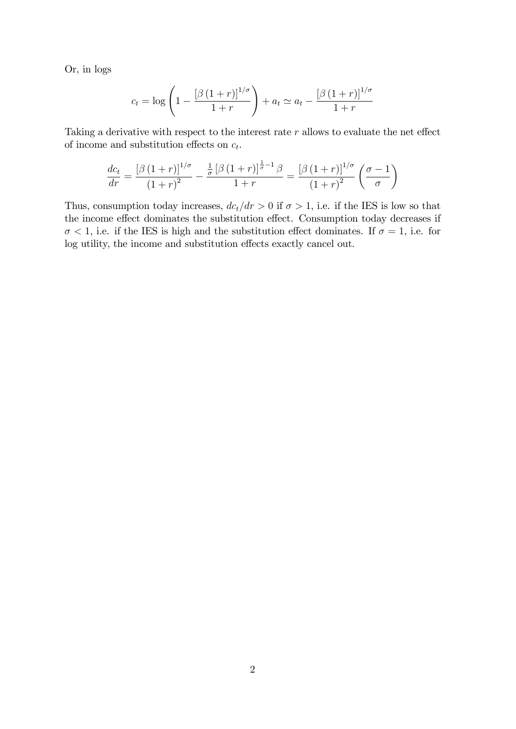Or, in logs

$$c_t = \log\left(1 - \frac{[\beta(1+r)]^{1/\sigma}}{1+r}\right) + a_t \simeq a_t - \frac{[\beta(1+r)]^{1/\sigma}}{1+r}$$

Taking a derivative with respect to the interest rate $r$ allows to evaluate the net effect of income and substitution effects on $c_t$.

$$\frac{dc_t}{dr} = \frac{[\beta(1+r)]^{1/\sigma}}{(1+r)^2} - \frac{\frac{1}{\sigma}[\beta(1+r)]^{\frac{1}{\sigma}-1}\beta}{1+r} = \frac{[\beta(1+r)]^{1/\sigma}}{(1+r)^2}\left(\frac{\sigma-1}{\sigma}\right)$$

Thus, consumption today increases, $dc_t/dr > 0$ if $\sigma > 1$, i.e. if the IES is low so that the income effect dominates the substitution effect. Consumption today decreases if $\sigma < 1$, i.e. if the IES is high and the substitution effect dominates. If $\sigma = 1$, i.e. for log utility, the income and substitution effects exactly cancel out.